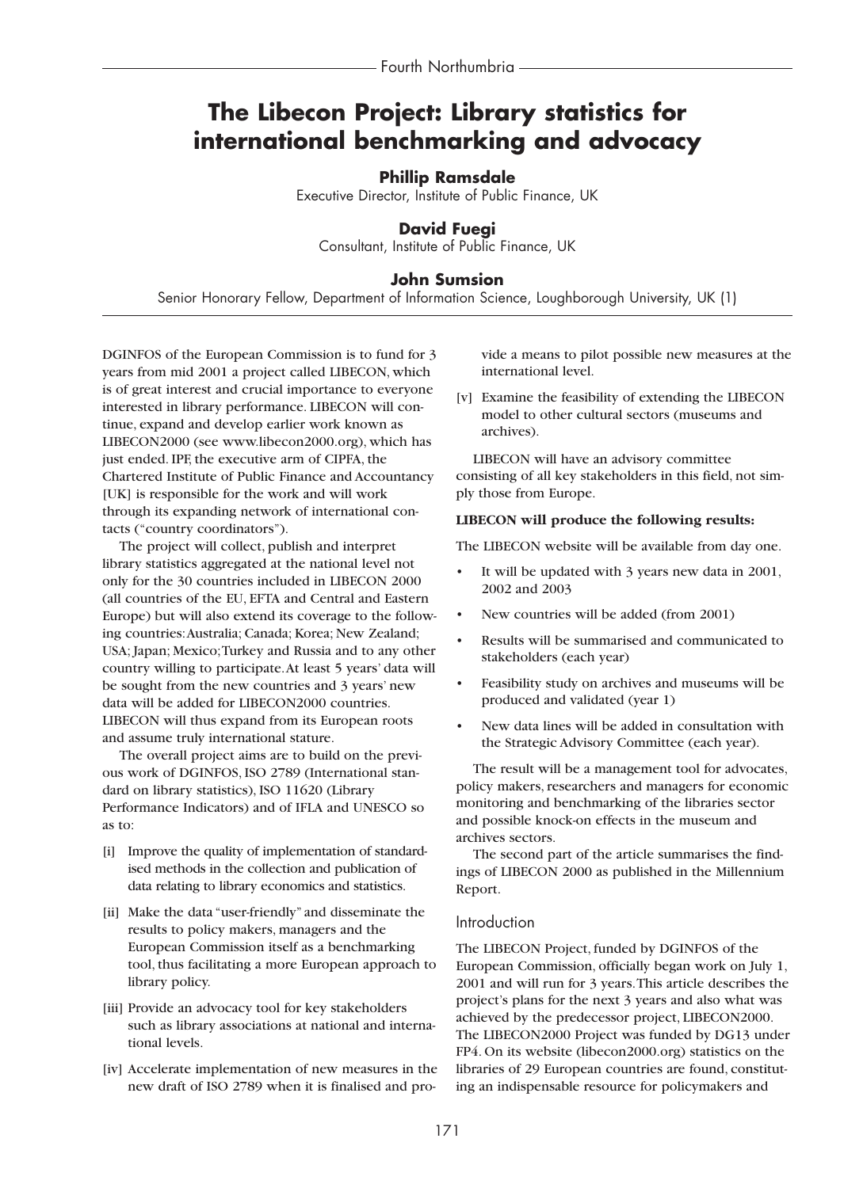# The Libecon Project: Library statistics for international benchmarking and advocacy

**Phillip Ramsdale**
Executive Director, Institute of Public Finance, UK

**David Fuegi**
Consultant, Institute of Public Finance, UK

**John Sumsion**
Senior Honorary Fellow, Department of Information Science, Loughborough University, UK (1)

DGINFOS of the European Commission is to fund for 3 years from mid 2001 a project called LIBECON, which is of great interest and crucial importance to everyone interested in library performance. LIBECON will continue, expand and develop earlier work known as LIBECON2000 (see www.libecon2000.org), which has just ended. IPF, the executive arm of CIPFA, the Chartered Institute of Public Finance and Accountancy [UK] is responsible for the work and will work through its expanding network of international contacts ("country coordinators").

The project will collect, publish and interpret library statistics aggregated at the national level not only for the 30 countries included in LIBECON 2000 (all countries of the EU, EFTA and Central and Eastern Europe) but will also extend its coverage to the following countries: Australia; Canada; Korea; New Zealand; USA; Japan; Mexico; Turkey and Russia and to any other country willing to participate. At least 5 years' data will be sought from the new countries and 3 years' new data will be added for LIBECON2000 countries. LIBECON will thus expand from its European roots and assume truly international stature.

The overall project aims are to build on the previous work of DGINFOS, ISO 2789 (International standard on library statistics), ISO 11620 (Library Performance Indicators) and of IFLA and UNESCO so as to:

- [i] Improve the quality of implementation of standardised methods in the collection and publication of data relating to library economics and statistics.
- [ii] Make the data "user-friendly" and disseminate the results to policy makers, managers and the European Commission itself as a benchmarking tool, thus facilitating a more European approach to library policy.
- [iii] Provide an advocacy tool for key stakeholders such as library associations at national and international levels.
- [iv] Accelerate implementation of new measures in the new draft of ISO 2789 when it is finalised and provide a means to pilot possible new measures at the international level.
- [v] Examine the feasibility of extending the LIBECON model to other cultural sectors (museums and archives).

LIBECON will have an advisory committee consisting of all key stakeholders in this field, not simply those from Europe.

**LIBECON will produce the following results:**

The LIBECON website will be available from day one.

- It will be updated with 3 years new data in 2001, 2002 and 2003
- New countries will be added (from 2001)
- Results will be summarised and communicated to stakeholders (each year)
- Feasibility study on archives and museums will be produced and validated (year 1)
- New data lines will be added in consultation with the Strategic Advisory Committee (each year).

The result will be a management tool for advocates, policy makers, researchers and managers for economic monitoring and benchmarking of the libraries sector and possible knock-on effects in the museum and archives sectors.

The second part of the article summarises the findings of LIBECON 2000 as published in the Millennium Report.

## Introduction

The LIBECON Project, funded by DGINFOS of the European Commission, officially began work on July 1, 2001 and will run for 3 years. This article describes the project's plans for the next 3 years and also what was achieved by the predecessor project, LIBECON2000. The LIBECON2000 Project was funded by DG13 under FP4. On its website (libecon2000.org) statistics on the libraries of 29 European countries are found, constituting an indispensable resource for policymakers and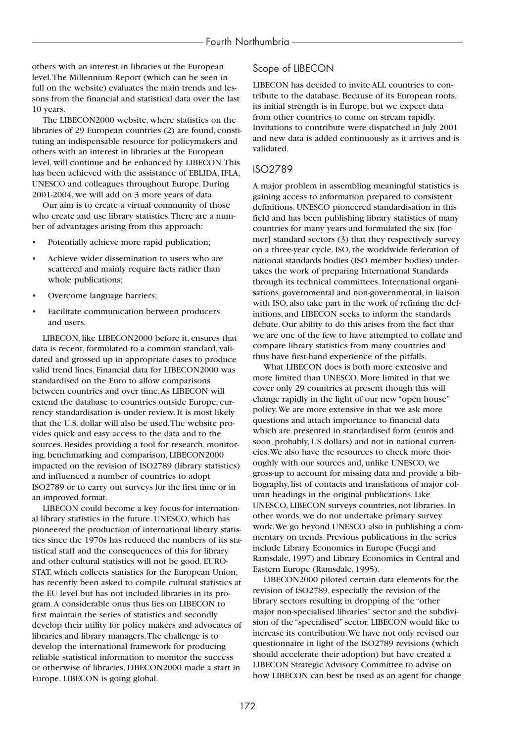others with an interest in libraries at the European level. The Millennium Report (which can be seen in full on the website) evaluates the main trends and lessons from the financial and statistical data over the last 10 years.

The LIBECON2000 website, where statistics on the libraries of 29 European countries (2) are found, constituting an indispensable resource for policymakers and others with an interest in libraries at the European level, will continue and be enhanced by LIBECON. This has been achieved with the assistance of EBLIDA, IFLA, UNESCO and colleagues throughout Europe. During 2001-2004, we will add on 3 more years of data.

Our aim is to create a virtual community of those who create and use library statistics. There are a number of advantages arising from this approach:

- Potentially achieve more rapid publication;
- Achieve wider dissemination to users who are scattered and mainly require facts rather than whole publications;
- Overcome language barriers;
- Facilitate communication between producers and users.

LIBECON, like LIBECON2000 before it, ensures that data is recent, formulated to a common standard, validated and grossed up in appropriate cases to produce valid trend lines. Financial data for LIBECON2000 was standardised on the Euro to allow comparisons between countries and over time. As LIBECON will extend the database to countries outside Europe, currency standardisation is under review. It is most likely that the U.S. dollar will also be used. The website provides quick and easy access to the data and to the sources. Besides providing a tool for research, monitoring, benchmarking and comparison, LIBECON2000 impacted on the revision of ISO2789 (library statistics) and influenced a number of countries to adopt ISO2789 or to carry out surveys for the first time or in an improved format.

LIBECON could become a key focus for international library statistics in the future. UNESCO, which has pioneered the production of international library statistics since the 1970s has reduced the numbers of its statistical staff and the consequences of this for library and other cultural statistics will not be good. EUROSTAT, which collects statistics for the European Union, has recently been asked to compile cultural statistics at the EU level but has not included libraries in its program. A considerable onus thus lies on LIBECON to first maintain the series of statistics and secondly develop their utility for policy makers and advocates of libraries and library managers. The challenge is to develop the international framework for producing reliable statistical information to monitor the success or otherwise of libraries. LIBECON2000 made a start in Europe. LIBECON is going global.

## Scope of LIBECON

LIBECON has decided to invite ALL countries to contribute to the database. Because of its European roots, its initial strength is in Europe, but we expect data from other countries to come on stream rapidly. Invitations to contribute were dispatched in July 2001 and new data is added continuously as it arrives and is validated.

## ISO2789

A major problem in assembling meaningful statistics is gaining access to information prepared to consistent definitions. UNESCO pioneered standardisation in this field and has been publishing library statistics of many countries for many years and formulated the six [former] standard sectors (3) that they respectively survey on a three-year cycle. ISO, the worldwide federation of national standards bodies (ISO member bodies) undertakes the work of preparing International Standards through its technical committees. International organisations, governmental and non-governmental, in liaison with ISO, also take part in the work of refining the definitions, and LIBECON seeks to inform the standards debate. Our ability to do this arises from the fact that we are one of the few to have attempted to collate and compare library statistics from many countries and thus have first-hand experience of the pitfalls.

What LIBECON does is both more extensive and more limited than UNESCO. More limited in that we cover only 29 countries at present though this will change rapidly in the light of our new "open house" policy. We are more extensive in that we ask more questions and attach importance to financial data which are presented in standardised form (euros and soon, probably, US dollars) and not in national currencies. We also have the resources to check more thoroughly with our sources and, unlike UNESCO, we gross-up to account for missing data and provide a bibliography, list of contacts and translations of major column headings in the original publications. Like UNESCO, LIBECON surveys countries, not libraries. In other words, we do not undertake primary survey work. We go beyond UNESCO also in publishing a commentary on trends. Previous publications in the series include Library Economics in Europe (Fuegi and Ramsdale, 1997) and Library Economics in Central and Eastern Europe (Ramsdale, 1995).

LIBECON2000 piloted certain data elements for the revision of ISO2789, especially the revision of the library sectors resulting in dropping of the "other major non-specialised libraries" sector and the subdivision of the "specialised" sector. LIBECON would like to increase its contribution. We have not only revised our questionnaire in light of the ISO2789 revisions (which should accelerate their adoption) but have created a LIBECON Strategic Advisory Committee to advise on how LIBECON can best be used as an agent for change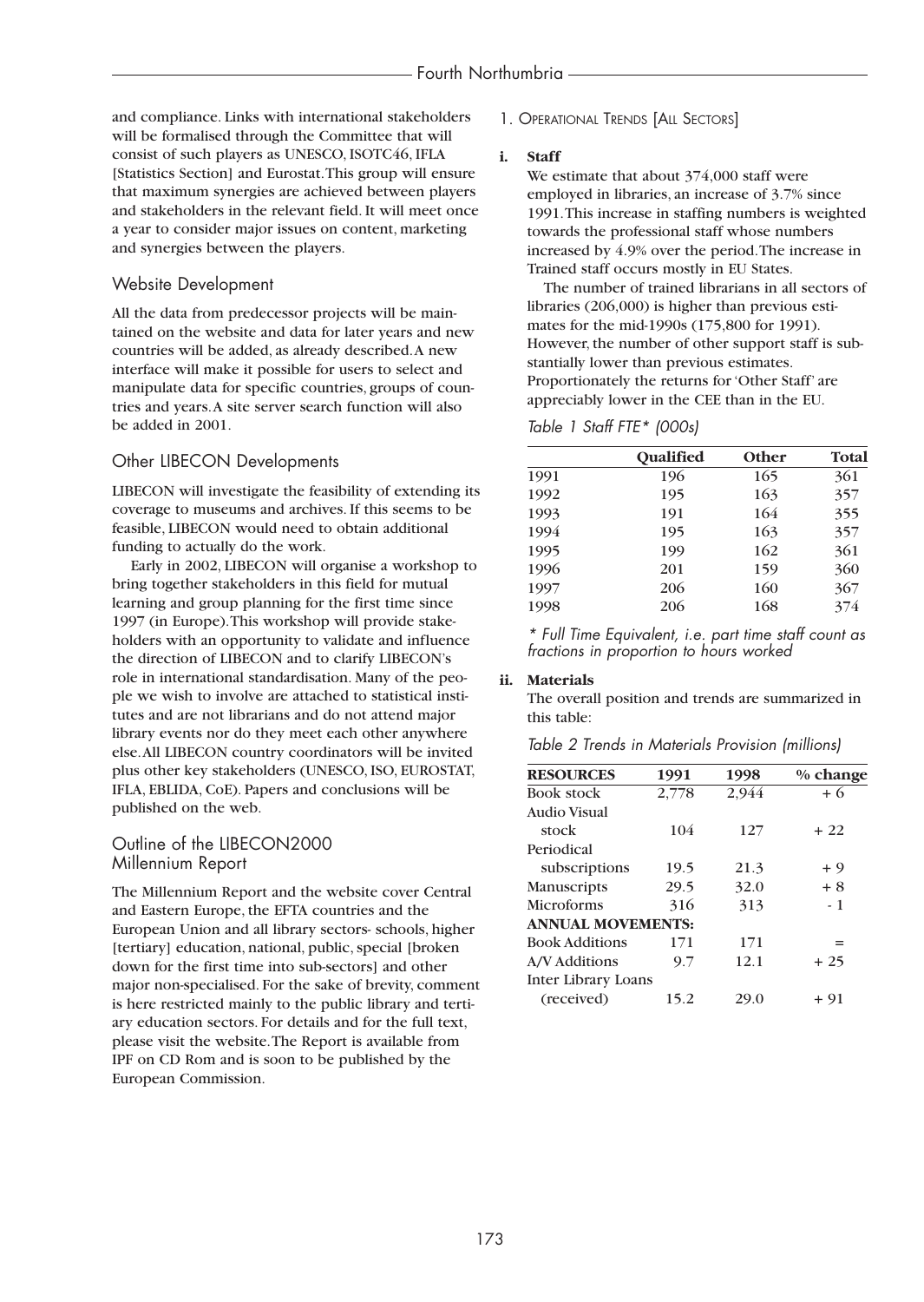and compliance. Links with international stakeholders will be formalised through the Committee that will consist of such players as UNESCO, ISOTC46, IFLA [Statistics Section] and Eurostat. This group will ensure that maximum synergies are achieved between players and stakeholders in the relevant field. It will meet once a year to consider major issues on content, marketing and synergies between the players.

## Website Development

All the data from predecessor projects will be maintained on the website and data for later years and new countries will be added, as already described. A new interface will make it possible for users to select and manipulate data for specific countries, groups of countries and years. A site server search function will also be added in 2001.

## Other LIBECON Developments

LIBECON will investigate the feasibility of extending its coverage to museums and archives. If this seems to be feasible, LIBECON would need to obtain additional funding to actually do the work.

Early in 2002, LIBECON will organise a workshop to bring together stakeholders in this field for mutual learning and group planning for the first time since 1997 (in Europe). This workshop will provide stakeholders with an opportunity to validate and influence the direction of LIBECON and to clarify LIBECON's role in international standardisation. Many of the people we wish to involve are attached to statistical institutes and are not librarians and do not attend major library events nor do they meet each other anywhere else. All LIBECON country coordinators will be invited plus other key stakeholders (UNESCO, ISO, EUROSTAT, IFLA, EBLIDA, CoE). Papers and conclusions will be published on the web.

## Outline of the LIBECON2000 Millennium Report

The Millennium Report and the website cover Central and Eastern Europe, the EFTA countries and the European Union and all library sectors- schools, higher [tertiary] education, national, public, special [broken down for the first time into sub-sectors] and other major non-specialised. For the sake of brevity, comment is here restricted mainly to the public library and tertiary education sectors. For details and for the full text, please visit the website. The Report is available from IPF on CD Rom and is soon to be published by the European Commission.

### 1. Operational Trends [All Sectors]

**i. Staff**

We estimate that about 374,000 staff were employed in libraries, an increase of 3.7% since 1991. This increase in staffing numbers is weighted towards the professional staff whose numbers increased by 4.9% over the period. The increase in Trained staff occurs mostly in EU States.

The number of trained librarians in all sectors of libraries (206,000) is higher than previous estimates for the mid-1990s (175,800 for 1991). However, the number of other support staff is substantially lower than previous estimates. Proportionately the returns for 'Other Staff' are appreciably lower in the CEE than in the EU.

*Table 1 Staff FTE\* (000s)*

| | Qualified | Other | Total |
|---|---|---|---|
| 1991 | 196 | 165 | 361 |
| 1992 | 195 | 163 | 357 |
| 1993 | 191 | 164 | 355 |
| 1994 | 195 | 163 | 357 |
| 1995 | 199 | 162 | 361 |
| 1996 | 201 | 159 | 360 |
| 1997 | 206 | 160 | 367 |
| 1998 | 206 | 168 | 374 |

*\* Full Time Equivalent, i.e. part time staff count as fractions in proportion to hours worked*

**ii. Materials**

The overall position and trends are summarized in this table:

*Table 2 Trends in Materials Provision (millions)*

| RESOURCES | 1991 | 1998 | % change |
|---|---|---|---|
| Book stock | 2,778 | 2,944 | + 6 |
| Audio Visual stock | 104 | 127 | + 22 |
| Periodical subscriptions | 19.5 | 21.3 | + 9 |
| Manuscripts | 29.5 | 32.0 | + 8 |
| Microforms | 316 | 313 | - 1 |
| **ANNUAL MOVEMENTS:** | | | |
| Book Additions | 171 | 171 | = |
| A/V Additions | 9.7 | 12.1 | + 25 |
| Inter Library Loans (received) | 15.2 | 29.0 | + 91 |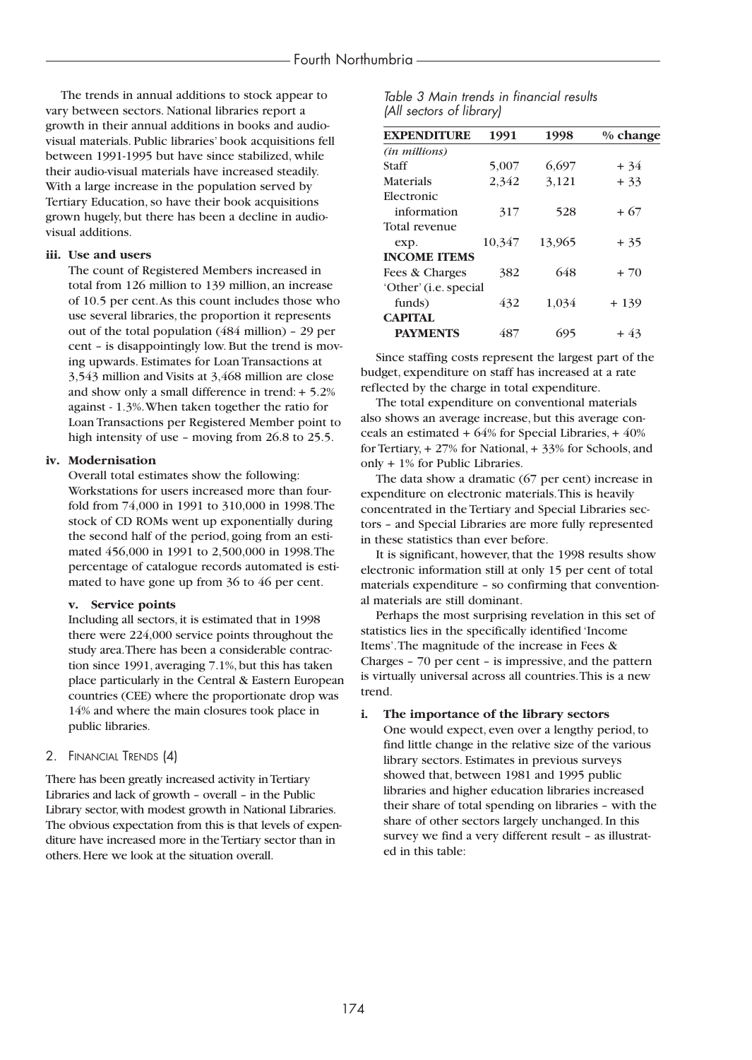The trends in annual additions to stock appear to vary between sectors. National libraries report a growth in their annual additions in books and audio-visual materials. Public libraries' book acquisitions fell between 1991-1995 but have since stabilized, while their audio-visual materials have increased steadily. With a large increase in the population served by Tertiary Education, so have their book acquisitions grown hugely, but there has been a decline in audio-visual additions.

**iii. Use and users**

The count of Registered Members increased in total from 126 million to 139 million, an increase of 10.5 per cent. As this count includes those who use several libraries, the proportion it represents out of the total population (484 million) – 29 per cent – is disappointingly low. But the trend is moving upwards. Estimates for Loan Transactions at 3,543 million and Visits at 3,468 million are close and show only a small difference in trend: + 5.2% against - 1.3%. When taken together the ratio for Loan Transactions per Registered Member point to high intensity of use – moving from 26.8 to 25.5.

**iv. Modernisation**

Overall total estimates show the following: Workstations for users increased more than four-fold from 74,000 in 1991 to 310,000 in 1998. The stock of CD ROMs went up exponentially during the second half of the period, going from an estimated 456,000 in 1991 to 2,500,000 in 1998. The percentage of catalogue records automated is estimated to have gone up from 36 to 46 per cent.

**v. Service points**

Including all sectors, it is estimated that in 1998 there were 224,000 service points throughout the study area. There has been a considerable contraction since 1991, averaging 7.1%, but this has taken place particularly in the Central & Eastern European countries (CEE) where the proportionate drop was 14% and where the main closures took place in public libraries.

## 2. Financial Trends (4)

There has been greatly increased activity in Tertiary Libraries and lack of growth – overall – in the Public Library sector, with modest growth in National Libraries. The obvious expectation from this is that levels of expenditure have increased more in the Tertiary sector than in others. Here we look at the situation overall.

*Table 3 Main trends in financial results (All sectors of library)*

| **EXPENDITURE** | **1991** | **1998** | **% change** |
|---|---|---|---|
| *(in millions)* | | | |
| Staff | 5,007 | 6,697 | + 34 |
| Materials | 2,342 | 3,121 | + 33 |
| Electronic information | 317 | 528 | + 67 |
| Total revenue exp. | 10,347 | 13,965 | + 35 |
| **INCOME ITEMS** | | | |
| Fees & Charges | 382 | 648 | + 70 |
| 'Other' (i.e. special funds) | 432 | 1,034 | + 139 |
| **CAPITAL PAYMENTS** | 487 | 695 | + 43 |

Since staffing costs represent the largest part of the budget, expenditure on staff has increased at a rate reflected by the charge in total expenditure.

The total expenditure on conventional materials also shows an average increase, but this average conceals an estimated + 64% for Special Libraries, + 40% for Tertiary, + 27% for National, + 33% for Schools, and only + 1% for Public Libraries.

The data show a dramatic (67 per cent) increase in expenditure on electronic materials. This is heavily concentrated in the Tertiary and Special Libraries sectors – and Special Libraries are more fully represented in these statistics than ever before.

It is significant, however, that the 1998 results show electronic information still at only 15 per cent of total materials expenditure – so confirming that conventional materials are still dominant.

Perhaps the most surprising revelation in this set of statistics lies in the specifically identified 'Income Items'. The magnitude of the increase in Fees & Charges – 70 per cent – is impressive, and the pattern is virtually universal across all countries. This is a new trend.

**i. The importance of the library sectors**

One would expect, even over a lengthy period, to find little change in the relative size of the various library sectors. Estimates in previous surveys showed that, between 1981 and 1995 public libraries and higher education libraries increased their share of total spending on libraries – with the share of other sectors largely unchanged. In this survey we find a very different result – as illustrated in this table: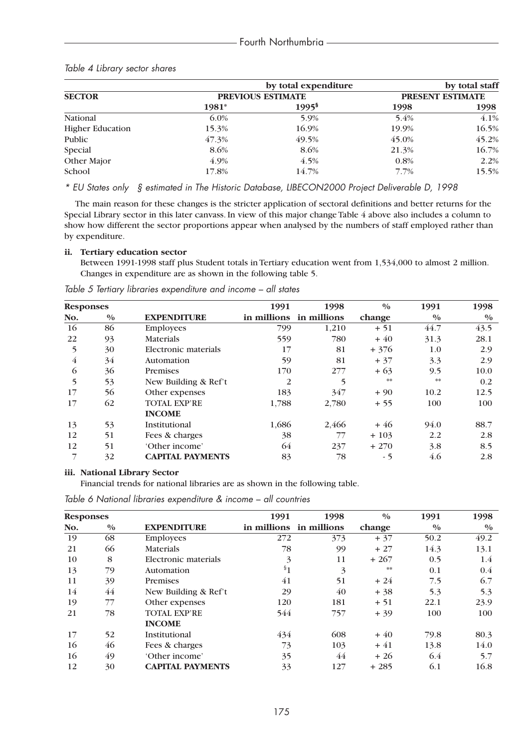*Table 4 Library sector shares*

| SECTOR | by total expenditure | | | by total staff |
|---|---|---|---|---|
| | PREVIOUS ESTIMATE | | PRESENT ESTIMATE | |
| | 1981* | 1995§ | 1998 | 1998 |
| National | 6.0% | 5.9% | 5.4% | 4.1% |
| Higher Education | 15.3% | 16.9% | 19.9% | 16.5% |
| Public | 47.3% | 49.5% | 45.0% | 45.2% |
| Special | 8.6% | 8.6% | 21.3% | 16.7% |
| Other Major | 4.9% | 4.5% | 0.8% | 2.2% |
| School | 17.8% | 14.7% | 7.7% | 15.5% |

*\* EU States only § estimated in The Historic Database, LIBECON2000 Project Deliverable D, 1998*

The main reason for these changes is the stricter application of sectoral definitions and better returns for the Special Library sector in this later canvass. In view of this major change Table 4 above also includes a column to show how different the sector proportions appear when analysed by the numbers of staff employed rather than by expenditure.

**ii. Tertiary education sector**

Between 1991-1998 staff plus Student totals in Tertiary education went from 1,534,000 to almost 2 million. Changes in expenditure are as shown in the following table 5.

*Table 5 Tertiary libraries expenditure and income – all states*

| Responses No. | Responses % | EXPENDITURE | 1991 in millions | 1998 in millions | % change | 1991 % | 1998 % |
|---|---|---|---|---|---|---|---|
| 16 | 86 | Employees | 799 | 1,210 | + 51 | 44.7 | 43.5 |
| 22 | 93 | Materials | 559 | 780 | + 40 | 31.3 | 28.1 |
| 5 | 30 | Electronic materials | 17 | 81 | + 376 | 1.0 | 2.9 |
| 4 | 34 | Automation | 59 | 81 | + 37 | 3.3 | 2.9 |
| 6 | 36 | Premises | 170 | 277 | + 63 | 9.5 | 10.0 |
| 5 | 53 | New Building & Ref't | 2 | 5 | ** | ** | 0.2 |
| 17 | 56 | Other expenses | 183 | 347 | + 90 | 10.2 | 12.5 |
| 17 | 62 | TOTAL EXP'RE | 1,788 | 2,780 | + 55 | 100 | 100 |
| | | **INCOME** | | | | | |
| 13 | 53 | Institutional | 1,686 | 2,466 | + 46 | 94.0 | 88.7 |
| 12 | 51 | Fees & charges | 38 | 77 | + 103 | 2.2 | 2.8 |
| 12 | 51 | 'Other income' | 64 | 237 | + 270 | 3.8 | 8.5 |
| 7 | 32 | **CAPITAL PAYMENTS** | 83 | 78 | - 5 | 4.6 | 2.8 |

**iii. National Library Sector**

Financial trends for national libraries are as shown in the following table.

*Table 6 National libraries expenditure & income – all countries*

| Responses No. | Responses % | EXPENDITURE | 1991 in millions | 1998 in millions | % change | 1991 % | 1998 % |
|---|---|---|---|---|---|---|---|
| 19 | 68 | Employees | 272 | 373 | + 37 | 50.2 | 49.2 |
| 21 | 66 | Materials | 78 | 99 | + 27 | 14.3 | 13.1 |
| 10 | 8 | Electronic materials | 3 | 11 | + 267 | 0.5 | 1.4 |
| 13 | 79 | Automation | §1 | 3 | ** | 0.1 | 0.4 |
| 11 | 39 | Premises | 41 | 51 | + 24 | 7.5 | 6.7 |
| 14 | 44 | New Building & Ref't | 29 | 40 | + 38 | 5.3 | 5.3 |
| 19 | 77 | Other expenses | 120 | 181 | + 51 | 22.1 | 23.9 |
| 21 | 78 | TOTAL EXP'RE | 544 | 757 | + 39 | 100 | 100 |
| | | **INCOME** | | | | | |
| 17 | 52 | Institutional | 434 | 608 | + 40 | 79.8 | 80.3 |
| 16 | 46 | Fees & charges | 73 | 103 | + 41 | 13.8 | 14.0 |
| 16 | 49 | 'Other income' | 35 | 44 | + 26 | 6.4 | 5.7 |
| 12 | 30 | **CAPITAL PAYMENTS** | 33 | 127 | + 285 | 6.1 | 16.8 |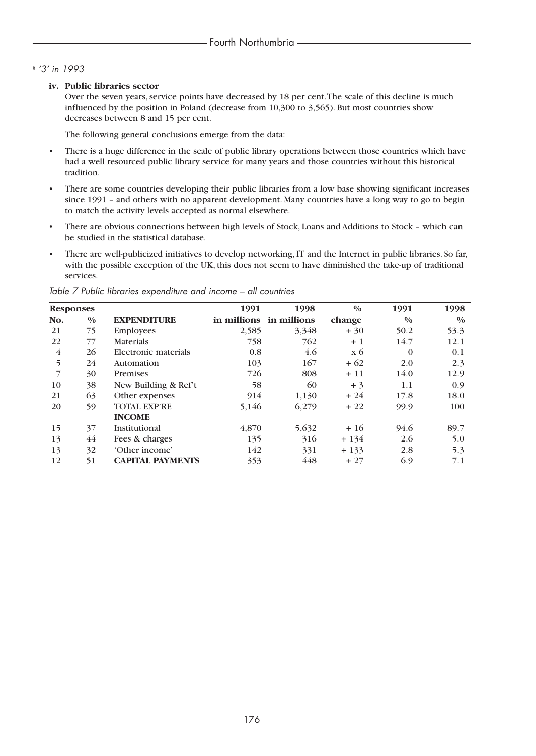§ '3' in 1993

**iv. Public libraries sector**

Over the seven years, service points have decreased by 18 per cent. The scale of this decline is much influenced by the position in Poland (decrease from 10,300 to 3,565). But most countries show decreases between 8 and 15 per cent.

The following general conclusions emerge from the data:

- There is a huge difference in the scale of public library operations between those countries which have had a well resourced public library service for many years and those countries without this historical tradition.
- There are some countries developing their public libraries from a low base showing significant increases since 1991 – and others with no apparent development. Many countries have a long way to go to begin to match the activity levels accepted as normal elsewhere.
- There are obvious connections between high levels of Stock, Loans and Additions to Stock – which can be studied in the statistical database.
- There are well-publicized initiatives to develop networking, IT and the Internet in public libraries. So far, with the possible exception of the UK, this does not seem to have diminished the take-up of traditional services.

*Table 7 Public libraries expenditure and income – all countries*

| Responses | | | 1991 | 1998 | % | 1991 | 1998 |
|---|---|---|---|---|---|---|---|
| **No.** | **%** | **EXPENDITURE** | **in millions** | **in millions** | **change** | **%** | **%** |
| 21 | 75 | Employees | 2,585 | 3,348 | + 30 | 50.2 | 53.3 |
| 22 | 77 | Materials | 758 | 762 | + 1 | 14.7 | 12.1 |
| 4 | 26 | Electronic materials | 0.8 | 4.6 | x 6 | 0 | 0.1 |
| 5 | 24 | Automation | 103 | 167 | + 62 | 2.0 | 2.3 |
| 7 | 30 | Premises | 726 | 808 | + 11 | 14.0 | 12.9 |
| 10 | 38 | New Building & Ref't | 58 | 60 | + 3 | 1.1 | 0.9 |
| 21 | 63 | Other expenses | 914 | 1,130 | + 24 | 17.8 | 18.0 |
| 20 | 59 | TOTAL EXP'RE | 5,146 | 6,279 | + 22 | 99.9 | 100 |
| | | **INCOME** | | | | | |
| 15 | 37 | Institutional | 4,870 | 5,632 | + 16 | 94.6 | 89.7 |
| 13 | 44 | Fees & charges | 135 | 316 | + 134 | 2.6 | 5.0 |
| 13 | 32 | 'Other income' | 142 | 331 | + 133 | 2.8 | 5.3 |
| 12 | 51 | **CAPITAL PAYMENTS** | 353 | 448 | + 27 | 6.9 | 7.1 |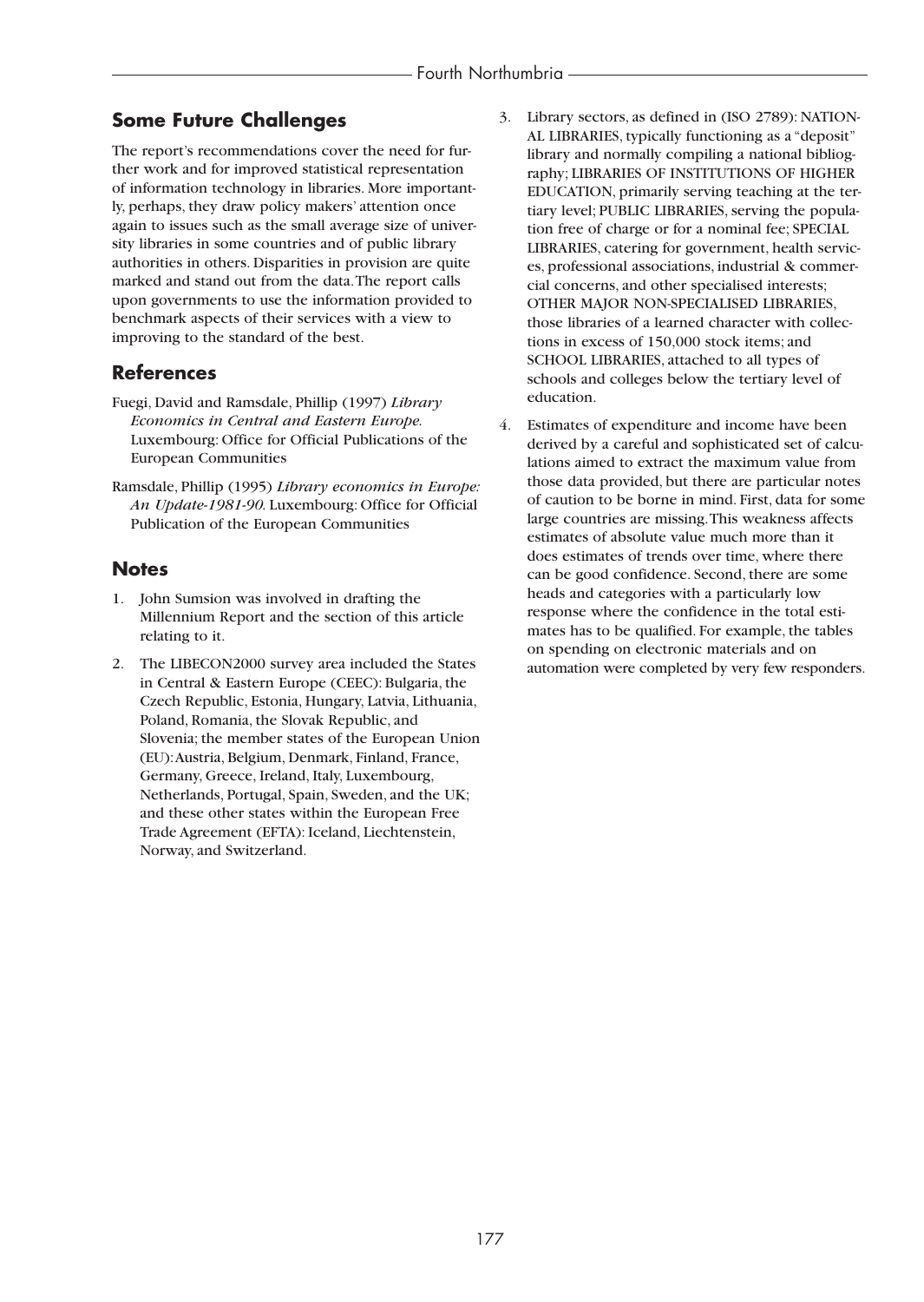## Some Future Challenges

The report's recommendations cover the need for further work and for improved statistical representation of information technology in libraries. More importantly, perhaps, they draw policy makers' attention once again to issues such as the small average size of university libraries in some countries and of public library authorities in others. Disparities in provision are quite marked and stand out from the data. The report calls upon governments to use the information provided to benchmark aspects of their services with a view to improving to the standard of the best.

## References

Fuegi, David and Ramsdale, Phillip (1997) *Library Economics in Central and Eastern Europe.* Luxembourg: Office for Official Publications of the European Communities

Ramsdale, Phillip (1995) *Library economics in Europe: An Update-1981-90.* Luxembourg: Office for Official Publication of the European Communities

## Notes

1. John Sumsion was involved in drafting the Millennium Report and the section of this article relating to it.
2. The LIBECON2000 survey area included the States in Central & Eastern Europe (CEEC): Bulgaria, the Czech Republic, Estonia, Hungary, Latvia, Lithuania, Poland, Romania, the Slovak Republic, and Slovenia; the member states of the European Union (EU): Austria, Belgium, Denmark, Finland, France, Germany, Greece, Ireland, Italy, Luxembourg, Netherlands, Portugal, Spain, Sweden, and the UK; and these other states within the European Free Trade Agreement (EFTA): Iceland, Liechtenstein, Norway, and Switzerland.
3. Library sectors, as defined in (ISO 2789): NATIONAL LIBRARIES, typically functioning as a "deposit" library and normally compiling a national bibliography; LIBRARIES OF INSTITUTIONS OF HIGHER EDUCATION, primarily serving teaching at the tertiary level; PUBLIC LIBRARIES, serving the population free of charge or for a nominal fee; SPECIAL LIBRARIES, catering for government, health services, professional associations, industrial & commercial concerns, and other specialised interests; OTHER MAJOR NON-SPECIALISED LIBRARIES, those libraries of a learned character with collections in excess of 150,000 stock items; and SCHOOL LIBRARIES, attached to all types of schools and colleges below the tertiary level of education.
4. Estimates of expenditure and income have been derived by a careful and sophisticated set of calculations aimed to extract the maximum value from those data provided, but there are particular notes of caution to be borne in mind. First, data for some large countries are missing. This weakness affects estimates of absolute value much more than it does estimates of trends over time, where there can be good confidence. Second, there are some heads and categories with a particularly low response where the confidence in the total estimates has to be qualified. For example, the tables on spending on electronic materials and on automation were completed by very few responders.